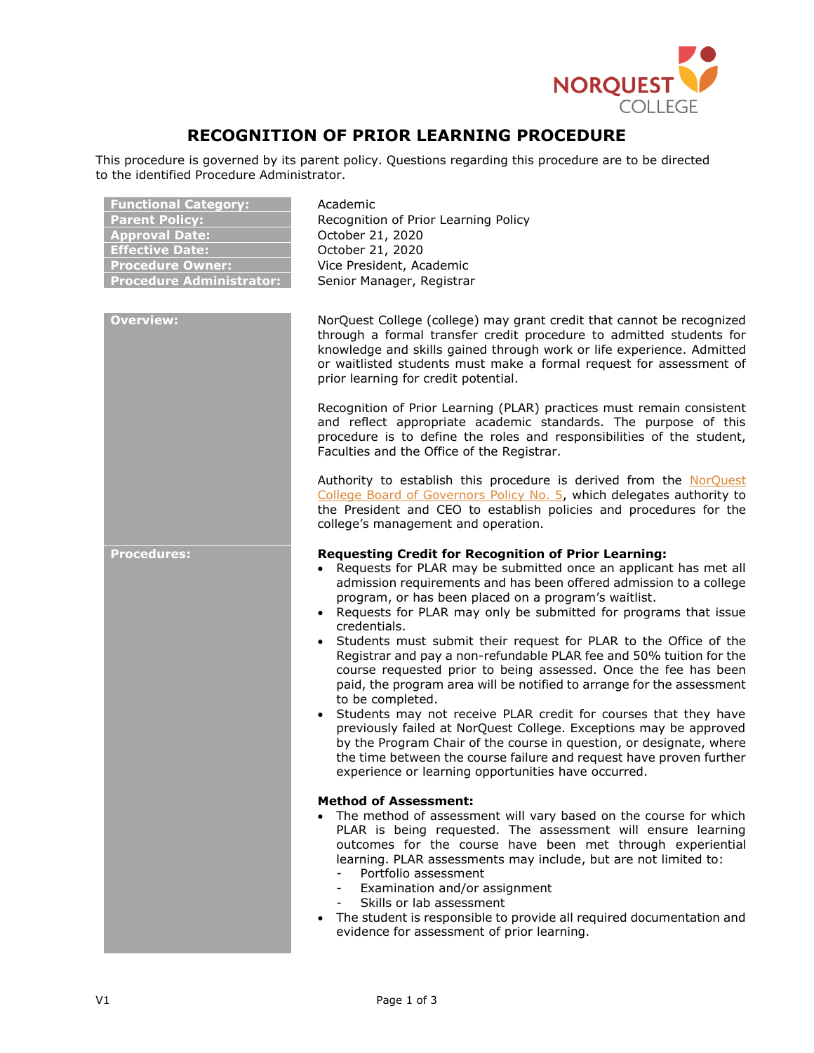# RECOGNITION OF PRIOR LEARNING PROCEDURE

This procedure is governed by its parent policy. Questions regarding this procedure are to be directed to the identified Procedure Administrator.

| | |
|---|---|
| **Functional Category:** | Academic |
| **Parent Policy:** | Recognition of Prior Learning Policy |
| **Approval Date:** | October 21, 2020 |
| **Effective Date:** | October 21, 2020 |
| **Procedure Owner:** | Vice President, Academic |
| **Procedure Administrator:** | Senior Manager, Registrar |

## Overview:

NorQuest College (college) may grant credit that cannot be recognized through a formal transfer credit procedure to admitted students for knowledge and skills gained through work or life experience. Admitted or waitlisted students must make a formal request for assessment of prior learning for credit potential.

Recognition of Prior Learning (PLAR) practices must remain consistent and reflect appropriate academic standards. The purpose of this procedure is to define the roles and responsibilities of the student, Faculties and the Office of the Registrar.

Authority to establish this procedure is derived from the NorQuest College Board of Governors Policy No. 5, which delegates authority to the President and CEO to establish policies and procedures for the college's management and operation.

## Procedures:

**Requesting Credit for Recognition of Prior Learning:**

- Requests for PLAR may be submitted once an applicant has met all admission requirements and has been offered admission to a college program, or has been placed on a program's waitlist.
- Requests for PLAR may only be submitted for programs that issue credentials.
- Students must submit their request for PLAR to the Office of the Registrar and pay a non-refundable PLAR fee and 50% tuition for the course requested prior to being assessed. Once the fee has been paid, the program area will be notified to arrange for the assessment to be completed.
- Students may not receive PLAR credit for courses that they have previously failed at NorQuest College. Exceptions may be approved by the Program Chair of the course in question, or designate, where the time between the course failure and request have proven further experience or learning opportunities have occurred.

**Method of Assessment:**

- The method of assessment will vary based on the course for which PLAR is being requested. The assessment will ensure learning outcomes for the course have been met through experiential learning. PLAR assessments may include, but are not limited to:
  - Portfolio assessment
  - Examination and/or assignment
  - Skills or lab assessment
- The student is responsible to provide all required documentation and evidence for assessment of prior learning.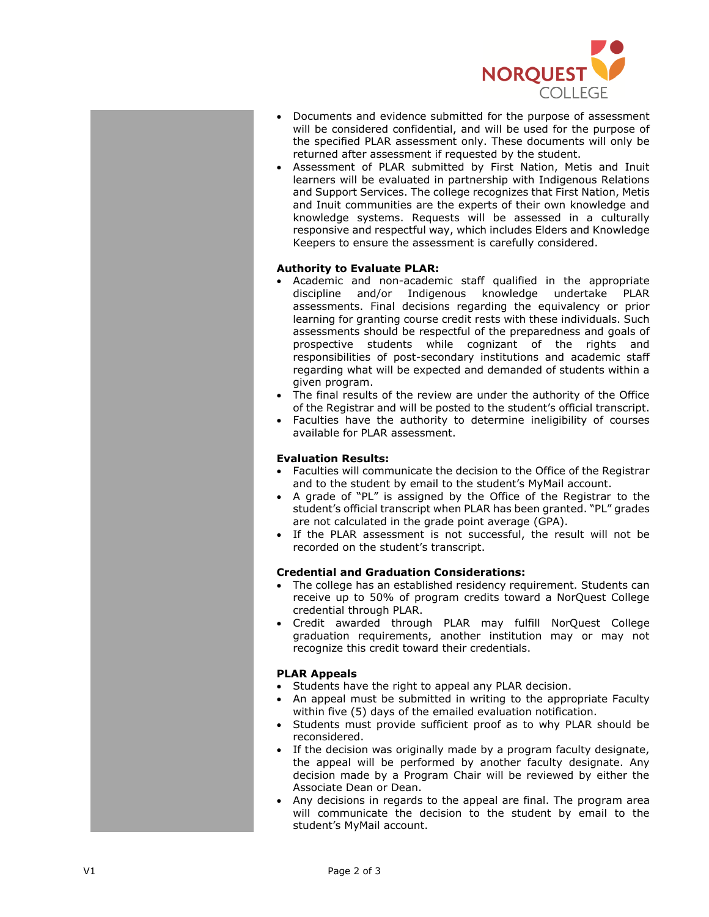- Documents and evidence submitted for the purpose of assessment will be considered confidential, and will be used for the purpose of the specified PLAR assessment only. These documents will only be returned after assessment if requested by the student.
- Assessment of PLAR submitted by First Nation, Metis and Inuit learners will be evaluated in partnership with Indigenous Relations and Support Services. The college recognizes that First Nation, Metis and Inuit communities are the experts of their own knowledge and knowledge systems. Requests will be assessed in a culturally responsive and respectful way, which includes Elders and Knowledge Keepers to ensure the assessment is carefully considered.

**Authority to Evaluate PLAR:**

- Academic and non-academic staff qualified in the appropriate discipline and/or Indigenous knowledge undertake PLAR assessments. Final decisions regarding the equivalency or prior learning for granting course credit rests with these individuals. Such assessments should be respectful of the preparedness and goals of prospective students while cognizant of the rights and responsibilities of post-secondary institutions and academic staff regarding what will be expected and demanded of students within a given program.
- The final results of the review are under the authority of the Office of the Registrar and will be posted to the student's official transcript.
- Faculties have the authority to determine ineligibility of courses available for PLAR assessment.

**Evaluation Results:**

- Faculties will communicate the decision to the Office of the Registrar and to the student by email to the student's MyMail account.
- A grade of "PL" is assigned by the Office of the Registrar to the student's official transcript when PLAR has been granted. "PL" grades are not calculated in the grade point average (GPA).
- If the PLAR assessment is not successful, the result will not be recorded on the student's transcript.

**Credential and Graduation Considerations:**

- The college has an established residency requirement. Students can receive up to 50% of program credits toward a NorQuest College credential through PLAR.
- Credit awarded through PLAR may fulfill NorQuest College graduation requirements, another institution may or may not recognize this credit toward their credentials.

**PLAR Appeals**

- Students have the right to appeal any PLAR decision.
- An appeal must be submitted in writing to the appropriate Faculty within five (5) days of the emailed evaluation notification.
- Students must provide sufficient proof as to why PLAR should be reconsidered.
- If the decision was originally made by a program faculty designate, the appeal will be performed by another faculty designate. Any decision made by a Program Chair will be reviewed by either the Associate Dean or Dean.
- Any decisions in regards to the appeal are final. The program area will communicate the decision to the student by email to the student's MyMail account.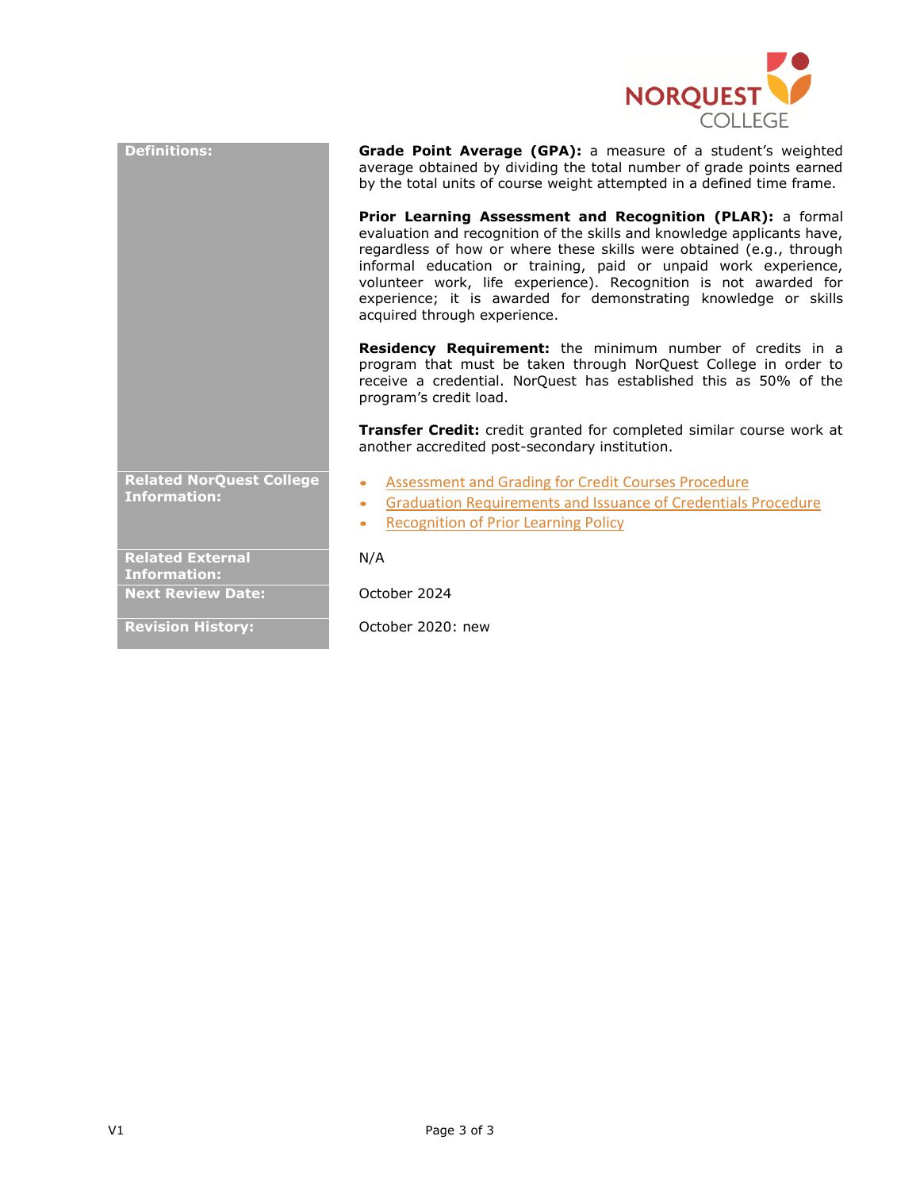| | |
|---|---|
| **Definitions:** | **Grade Point Average (GPA):** a measure of a student's weighted average obtained by dividing the total number of grade points earned by the total units of course weight attempted in a defined time frame.<br><br>**Prior Learning Assessment and Recognition (PLAR):** a formal evaluation and recognition of the skills and knowledge applicants have, regardless of how or where these skills were obtained (e.g., through informal education or training, paid or unpaid work experience, volunteer work, life experience). Recognition is not awarded for experience; it is awarded for demonstrating knowledge or skills acquired through experience.<br><br>**Residency Requirement:** the minimum number of credits in a program that must be taken through NorQuest College in order to receive a credential. NorQuest has established this as 50% of the program's credit load.<br><br>**Transfer Credit:** credit granted for completed similar course work at another accredited post-secondary institution. |
| **Related NorQuest College Information:** | • Assessment and Grading for Credit Courses Procedure<br>• Graduation Requirements and Issuance of Credentials Procedure<br>• Recognition of Prior Learning Policy |
| **Related External Information:** | N/A |
| **Next Review Date:** | October 2024 |
| **Revision History:** | October 2020: new |